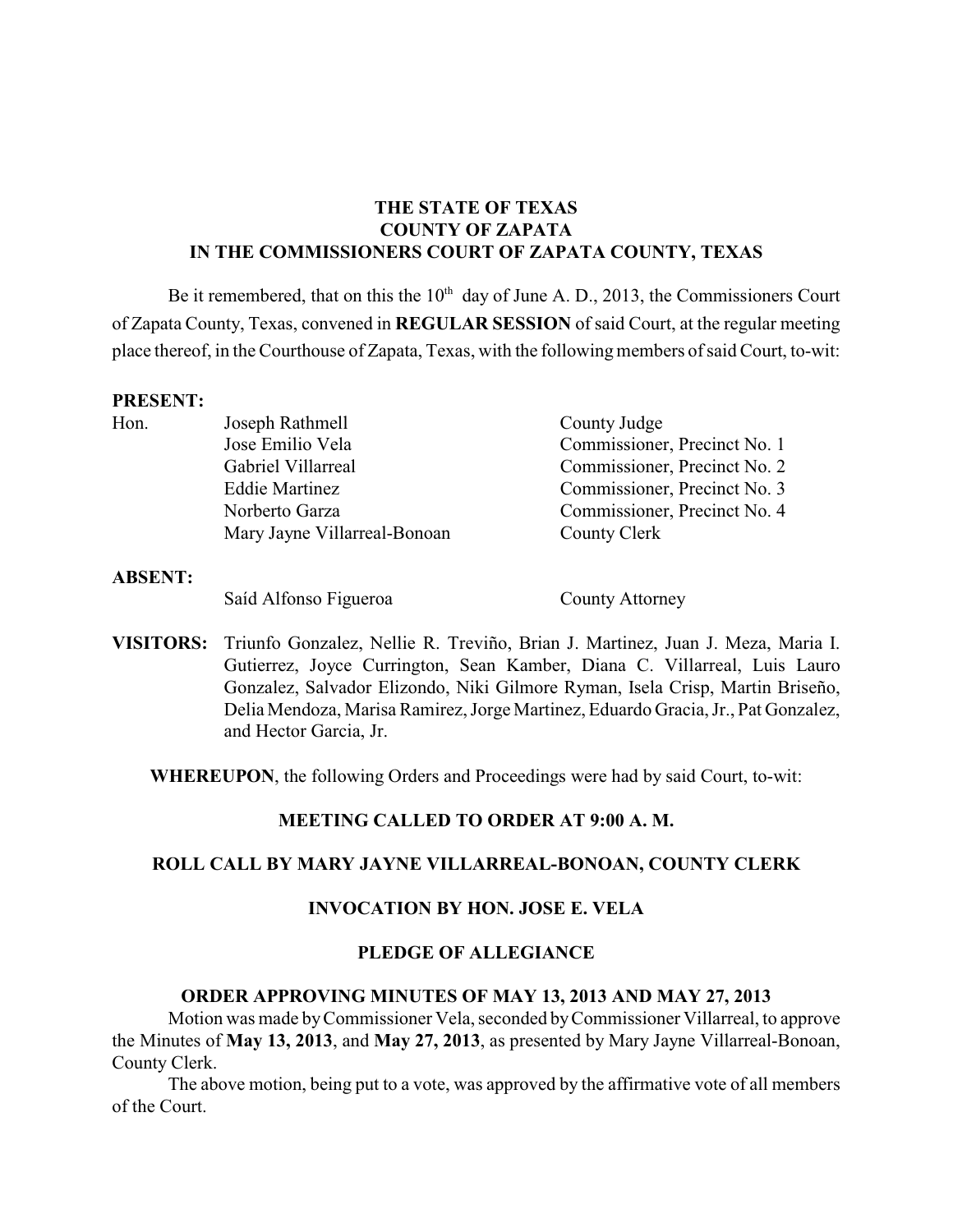**THE STATE OF TEXAS**
**COUNTY OF ZAPATA**
**IN THE COMMISSIONERS COURT OF ZAPATA COUNTY, TEXAS**

Be it remembered, that on this the 10th day of June A. D., 2013, the Commissioners Court of Zapata County, Texas, convened in **REGULAR SESSION** of said Court, at the regular meeting place thereof, in the Courthouse of Zapata, Texas, with the following members of said Court, to-wit:

**PRESENT:**

| | | |
|---|---|---|
| Hon. | Joseph Rathmell | County Judge |
| | Jose Emilio Vela | Commissioner, Precinct No. 1 |
| | Gabriel Villarreal | Commissioner, Precinct No. 2 |
| | Eddie Martinez | Commissioner, Precinct No. 3 |
| | Norberto Garza | Commissioner, Precinct No. 4 |
| | Mary Jayne Villarreal-Bonoan | County Clerk |

**ABSENT:**

| | |
|---|---|
| Saíd Alfonso Figueroa | County Attorney |

**VISITORS:** Triunfo Gonzalez, Nellie R. Treviño, Brian J. Martinez, Juan J. Meza, Maria I. Gutierrez, Joyce Currington, Sean Kamber, Diana C. Villarreal, Luis Lauro Gonzalez, Salvador Elizondo, Niki Gilmore Ryman, Isela Crisp, Martin Briseño, Delia Mendoza, Marisa Ramirez, Jorge Martinez, Eduardo Gracia, Jr., Pat Gonzalez, and Hector Garcia, Jr.

**WHEREUPON**, the following Orders and Proceedings were had by said Court, to-wit:

**MEETING CALLED TO ORDER AT 9:00 A. M.**

**ROLL CALL BY MARY JAYNE VILLARREAL-BONOAN, COUNTY CLERK**

**INVOCATION BY HON. JOSE E. VELA**

**PLEDGE OF ALLEGIANCE**

**ORDER APPROVING MINUTES OF MAY 13, 2013 AND MAY 27, 2013**

Motion was made by Commissioner Vela, seconded by Commissioner Villarreal, to approve the Minutes of **May 13, 2013**, and **May 27, 2013**, as presented by Mary Jayne Villarreal-Bonoan, County Clerk.

The above motion, being put to a vote, was approved by the affirmative vote of all members of the Court.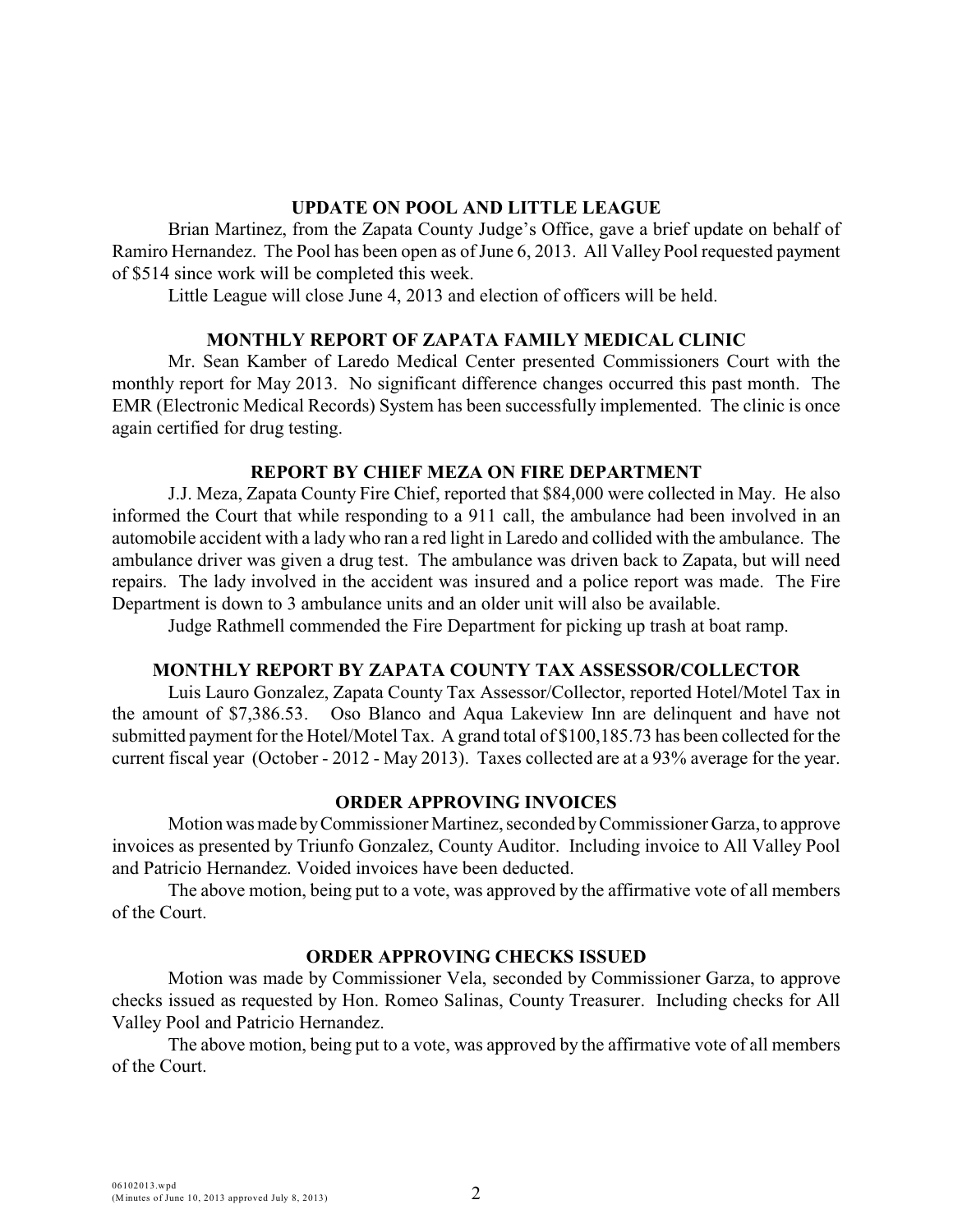## UPDATE ON POOL AND LITTLE LEAGUE

Brian Martinez, from the Zapata County Judge's Office, gave a brief update on behalf of Ramiro Hernandez. The Pool has been open as of June 6, 2013. All Valley Pool requested payment of $514 since work will be completed this week.

Little League will close June 4, 2013 and election of officers will be held.

## MONTHLY REPORT OF ZAPATA FAMILY MEDICAL CLINIC

Mr. Sean Kamber of Laredo Medical Center presented Commissioners Court with the monthly report for May 2013. No significant difference changes occurred this past month. The EMR (Electronic Medical Records) System has been successfully implemented. The clinic is once again certified for drug testing.

## REPORT BY CHIEF MEZA ON FIRE DEPARTMENT

J.J. Meza, Zapata County Fire Chief, reported that $84,000 were collected in May. He also informed the Court that while responding to a 911 call, the ambulance had been involved in an automobile accident with a lady who ran a red light in Laredo and collided with the ambulance. The ambulance driver was given a drug test. The ambulance was driven back to Zapata, but will need repairs. The lady involved in the accident was insured and a police report was made. The Fire Department is down to 3 ambulance units and an older unit will also be available.

Judge Rathmell commended the Fire Department for picking up trash at boat ramp.

## MONTHLY REPORT BY ZAPATA COUNTY TAX ASSESSOR/COLLECTOR

Luis Lauro Gonzalez, Zapata County Tax Assessor/Collector, reported Hotel/Motel Tax in the amount of $7,386.53. Oso Blanco and Aqua Lakeview Inn are delinquent and have not submitted payment for the Hotel/Motel Tax. A grand total of $100,185.73 has been collected for the current fiscal year (October - 2012 - May 2013). Taxes collected are at a 93% average for the year.

## ORDER APPROVING INVOICES

Motion was made by Commissioner Martinez, seconded by Commissioner Garza, to approve invoices as presented by Triunfo Gonzalez, County Auditor. Including invoice to All Valley Pool and Patricio Hernandez. Voided invoices have been deducted.

The above motion, being put to a vote, was approved by the affirmative vote of all members of the Court.

## ORDER APPROVING CHECKS ISSUED

Motion was made by Commissioner Vela, seconded by Commissioner Garza, to approve checks issued as requested by Hon. Romeo Salinas, County Treasurer. Including checks for All Valley Pool and Patricio Hernandez.

The above motion, being put to a vote, was approved by the affirmative vote of all members of the Court.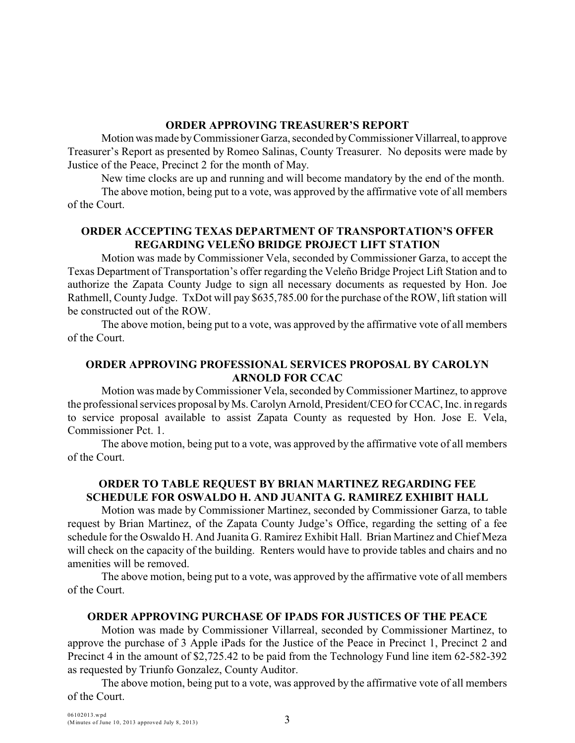## ORDER APPROVING TREASURER'S REPORT

Motion was made by Commissioner Garza, seconded by Commissioner Villarreal, to approve Treasurer's Report as presented by Romeo Salinas, County Treasurer. No deposits were made by Justice of the Peace, Precinct 2 for the month of May.

New time clocks are up and running and will become mandatory by the end of the month.

The above motion, being put to a vote, was approved by the affirmative vote of all members of the Court.

## ORDER ACCEPTING TEXAS DEPARTMENT OF TRANSPORTATION'S OFFER REGARDING VELEÑO BRIDGE PROJECT LIFT STATION

Motion was made by Commissioner Vela, seconded by Commissioner Garza, to accept the Texas Department of Transportation's offer regarding the Veleño Bridge Project Lift Station and to authorize the Zapata County Judge to sign all necessary documents as requested by Hon. Joe Rathmell, County Judge. TxDot will pay $635,785.00 for the purchase of the ROW, lift station will be constructed out of the ROW.

The above motion, being put to a vote, was approved by the affirmative vote of all members of the Court.

## ORDER APPROVING PROFESSIONAL SERVICES PROPOSAL BY CAROLYN ARNOLD FOR CCAC

Motion was made by Commissioner Vela, seconded by Commissioner Martinez, to approve the professional services proposal by Ms. Carolyn Arnold, President/CEO for CCAC, Inc. in regards to service proposal available to assist Zapata County as requested by Hon. Jose E. Vela, Commissioner Pct. 1.

The above motion, being put to a vote, was approved by the affirmative vote of all members of the Court.

## ORDER TO TABLE REQUEST BY BRIAN MARTINEZ REGARDING FEE SCHEDULE FOR OSWALDO H. AND JUANITA G. RAMIREZ EXHIBIT HALL

Motion was made by Commissioner Martinez, seconded by Commissioner Garza, to table request by Brian Martinez, of the Zapata County Judge's Office, regarding the setting of a fee schedule for the Oswaldo H. And Juanita G. Ramirez Exhibit Hall. Brian Martinez and Chief Meza will check on the capacity of the building. Renters would have to provide tables and chairs and no amenities will be removed.

The above motion, being put to a vote, was approved by the affirmative vote of all members of the Court.

## ORDER APPROVING PURCHASE OF IPADS FOR JUSTICES OF THE PEACE

Motion was made by Commissioner Villarreal, seconded by Commissioner Martinez, to approve the purchase of 3 Apple iPads for the Justice of the Peace in Precinct 1, Precinct 2 and Precinct 4 in the amount of $2,725.42 to be paid from the Technology Fund line item 62-582-392 as requested by Triunfo Gonzalez, County Auditor.

The above motion, being put to a vote, was approved by the affirmative vote of all members of the Court.

06102013.wpd
(Minutes of June 10, 2013 approved July 8, 2013)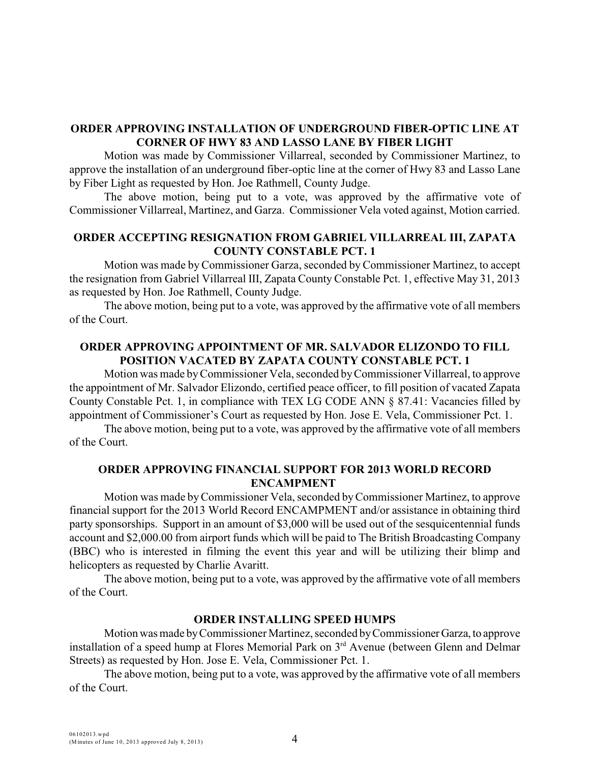**ORDER APPROVING INSTALLATION OF UNDERGROUND FIBER-OPTIC LINE AT CORNER OF HWY 83 AND LASSO LANE BY FIBER LIGHT**

Motion was made by Commissioner Villarreal, seconded by Commissioner Martinez, to approve the installation of an underground fiber-optic line at the corner of Hwy 83 and Lasso Lane by Fiber Light as requested by Hon. Joe Rathmell, County Judge.

The above motion, being put to a vote, was approved by the affirmative vote of Commissioner Villarreal, Martinez, and Garza. Commissioner Vela voted against, Motion carried.

**ORDER ACCEPTING RESIGNATION FROM GABRIEL VILLARREAL III, ZAPATA COUNTY CONSTABLE PCT. 1**

Motion was made by Commissioner Garza, seconded by Commissioner Martinez, to accept the resignation from Gabriel Villarreal III, Zapata County Constable Pct. 1, effective May 31, 2013 as requested by Hon. Joe Rathmell, County Judge.

The above motion, being put to a vote, was approved by the affirmative vote of all members of the Court.

**ORDER APPROVING APPOINTMENT OF MR. SALVADOR ELIZONDO TO FILL POSITION VACATED BY ZAPATA COUNTY CONSTABLE PCT. 1**

Motion was made by Commissioner Vela, seconded by Commissioner Villarreal, to approve the appointment of Mr. Salvador Elizondo, certified peace officer, to fill position of vacated Zapata County Constable Pct. 1, in compliance with TEX LG CODE ANN § 87.41: Vacancies filled by appointment of Commissioner's Court as requested by Hon. Jose E. Vela, Commissioner Pct. 1.

The above motion, being put to a vote, was approved by the affirmative vote of all members of the Court.

**ORDER APPROVING FINANCIAL SUPPORT FOR 2013 WORLD RECORD ENCAMPMENT**

Motion was made by Commissioner Vela, seconded by Commissioner Martinez, to approve financial support for the 2013 World Record ENCAMPMENT and/or assistance in obtaining third party sponsorships. Support in an amount of $3,000 will be used out of the sesquicentennial funds account and $2,000.00 from airport funds which will be paid to The British Broadcasting Company (BBC) who is interested in filming the event this year and will be utilizing their blimp and helicopters as requested by Charlie Avaritt.

The above motion, being put to a vote, was approved by the affirmative vote of all members of the Court.

**ORDER INSTALLING SPEED HUMPS**

Motion was made by Commissioner Martinez, seconded by Commissioner Garza, to approve installation of a speed hump at Flores Memorial Park on 3rd Avenue (between Glenn and Delmar Streets) as requested by Hon. Jose E. Vela, Commissioner Pct. 1.

The above motion, being put to a vote, was approved by the affirmative vote of all members of the Court.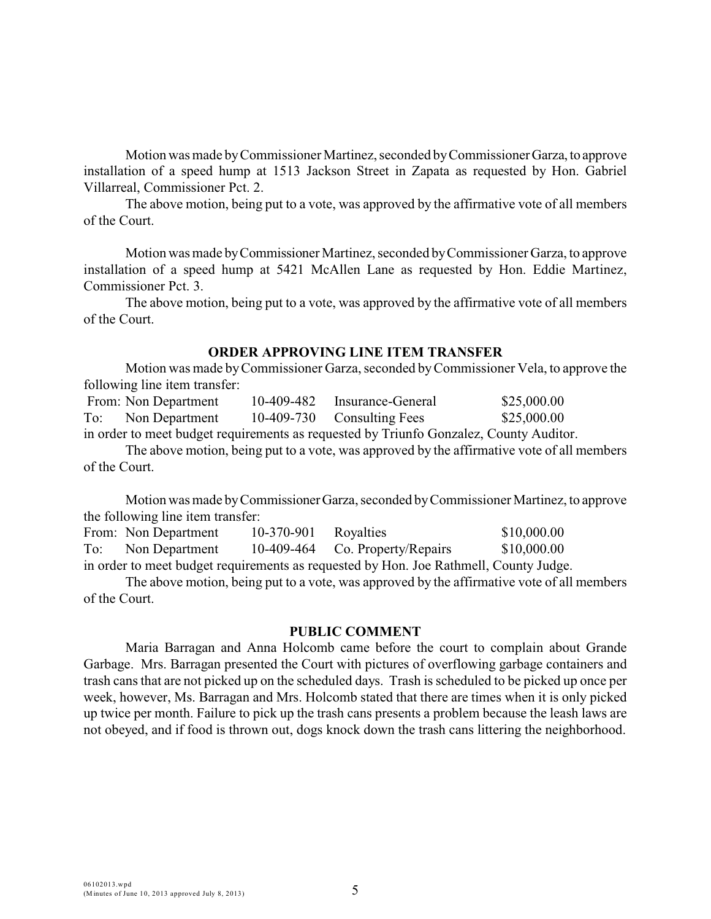Motion was made by Commissioner Martinez, seconded by Commissioner Garza, to approve installation of a speed hump at 1513 Jackson Street in Zapata as requested by Hon. Gabriel Villarreal, Commissioner Pct. 2.

The above motion, being put to a vote, was approved by the affirmative vote of all members of the Court.

Motion was made by Commissioner Martinez, seconded by Commissioner Garza, to approve installation of a speed hump at 5421 McAllen Lane as requested by Hon. Eddie Martinez, Commissioner Pct. 3.

The above motion, being put to a vote, was approved by the affirmative vote of all members of the Court.

## ORDER APPROVING LINE ITEM TRANSFER

Motion was made by Commissioner Garza, seconded by Commissioner Vela, to approve the following line item transfer:

| | | | | |
|---|---|---|---|---|
| From: | Non Department | 10-409-482 | Insurance-General | \$25,000.00 |
| To: | Non Department | 10-409-730 | Consulting Fees | \$25,000.00 |

in order to meet budget requirements as requested by Triunfo Gonzalez, County Auditor.

The above motion, being put to a vote, was approved by the affirmative vote of all members of the Court.

Motion was made by Commissioner Garza, seconded by Commissioner Martinez, to approve the following line item transfer:

| | | | | |
|---|---|---|---|---|
| From: | Non Department | 10-370-901 | Royalties | \$10,000.00 |
| To: | Non Department | 10-409-464 | Co. Property/Repairs | \$10,000.00 |

in order to meet budget requirements as requested by Hon. Joe Rathmell, County Judge.

The above motion, being put to a vote, was approved by the affirmative vote of all members of the Court.

## PUBLIC COMMENT

Maria Barragan and Anna Holcomb came before the court to complain about Grande Garbage. Mrs. Barragan presented the Court with pictures of overflowing garbage containers and trash cans that are not picked up on the scheduled days. Trash is scheduled to be picked up once per week, however, Ms. Barragan and Mrs. Holcomb stated that there are times when it is only picked up twice per month. Failure to pick up the trash cans presents a problem because the leash laws are not obeyed, and if food is thrown out, dogs knock down the trash cans littering the neighborhood.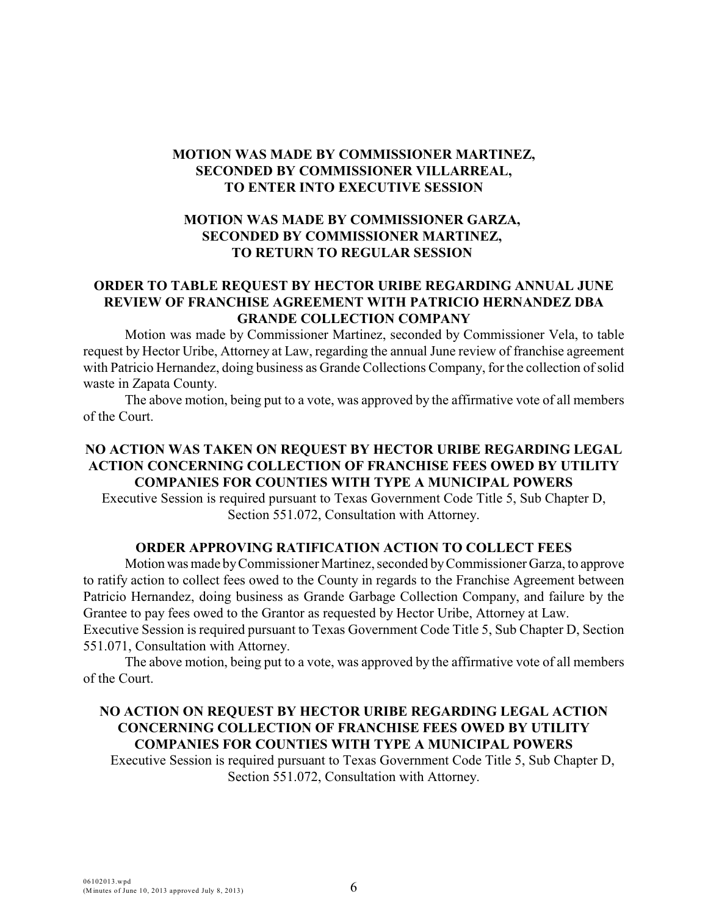**MOTION WAS MADE BY COMMISSIONER MARTINEZ, SECONDED BY COMMISSIONER VILLARREAL, TO ENTER INTO EXECUTIVE SESSION**

**MOTION WAS MADE BY COMMISSIONER GARZA, SECONDED BY COMMISSIONER MARTINEZ, TO RETURN TO REGULAR SESSION**

**ORDER TO TABLE REQUEST BY HECTOR URIBE REGARDING ANNUAL JUNE REVIEW OF FRANCHISE AGREEMENT WITH PATRICIO HERNANDEZ DBA GRANDE COLLECTION COMPANY**

Motion was made by Commissioner Martinez, seconded by Commissioner Vela, to table request by Hector Uribe, Attorney at Law, regarding the annual June review of franchise agreement with Patricio Hernandez, doing business as Grande Collections Company, for the collection of solid waste in Zapata County.

The above motion, being put to a vote, was approved by the affirmative vote of all members of the Court.

**NO ACTION WAS TAKEN ON REQUEST BY HECTOR URIBE REGARDING LEGAL ACTION CONCERNING COLLECTION OF FRANCHISE FEES OWED BY UTILITY COMPANIES FOR COUNTIES WITH TYPE A MUNICIPAL POWERS**

Executive Session is required pursuant to Texas Government Code Title 5, Sub Chapter D, Section 551.072, Consultation with Attorney.

**ORDER APPROVING RATIFICATION ACTION TO COLLECT FEES**

Motion was made by Commissioner Martinez, seconded by Commissioner Garza, to approve to ratify action to collect fees owed to the County in regards to the Franchise Agreement between Patricio Hernandez, doing business as Grande Garbage Collection Company, and failure by the Grantee to pay fees owed to the Grantor as requested by Hector Uribe, Attorney at Law. Executive Session is required pursuant to Texas Government Code Title 5, Sub Chapter D, Section 551.071, Consultation with Attorney.

The above motion, being put to a vote, was approved by the affirmative vote of all members of the Court.

**NO ACTION ON REQUEST BY HECTOR URIBE REGARDING LEGAL ACTION CONCERNING COLLECTION OF FRANCHISE FEES OWED BY UTILITY COMPANIES FOR COUNTIES WITH TYPE A MUNICIPAL POWERS**

Executive Session is required pursuant to Texas Government Code Title 5, Sub Chapter D, Section 551.072, Consultation with Attorney.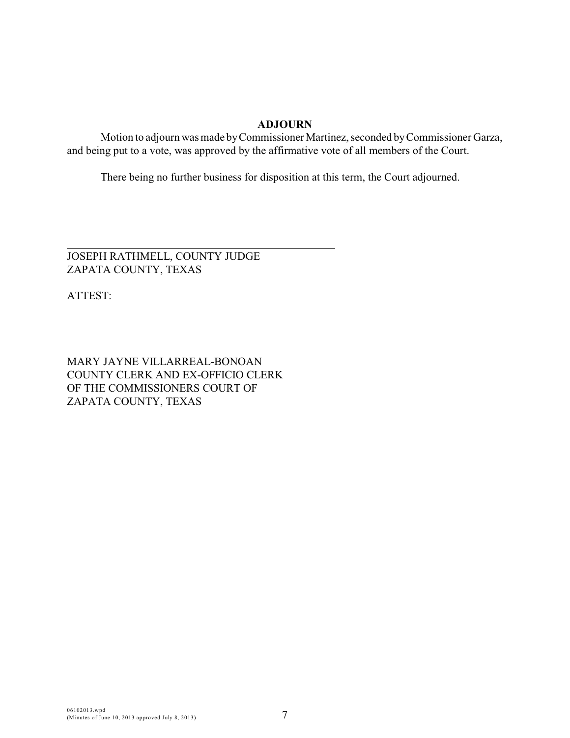**ADJOURN**

Motion to adjourn was made by Commissioner Martinez, seconded by Commissioner Garza, and being put to a vote, was approved by the affirmative vote of all members of the Court.

There being no further business for disposition at this term, the Court adjourned.

\_\_\_\_\_\_\_\_\_\_\_\_\_\_\_\_\_\_\_\_\_\_\_\_\_\_\_\_\_\_\_\_\_\_\_\_\_\_\_\_\_\_\_\_

JOSEPH RATHMELL, COUNTY JUDGE
ZAPATA COUNTY, TEXAS

ATTEST:

\_\_\_\_\_\_\_\_\_\_\_\_\_\_\_\_\_\_\_\_\_\_\_\_\_\_\_\_\_\_\_\_\_\_\_\_\_\_\_\_\_\_\_\_

MARY JAYNE VILLARREAL-BONOAN
COUNTY CLERK AND EX-OFFICIO CLERK
OF THE COMMISSIONERS COURT OF
ZAPATA COUNTY, TEXAS